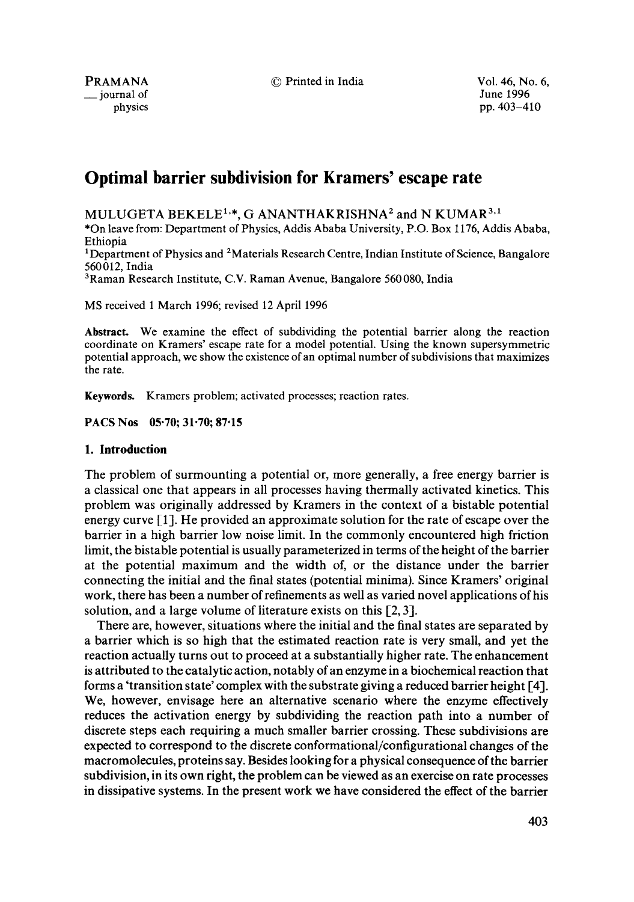# Optimal barrier subdivision for Kramers' escape rate

MULUGETA BEKELE[1,*], G ANANTHAKRISHNA[2] and N KUMAR[3,1]

*On leave from: Department of Physics, Addis Ababa University, P.O. Box 1176, Addis Ababa, Ethiopia

[1]Department of Physics and [2]Materials Research Centre, Indian Institute of Science, Bangalore 560012, India

[3]Raman Research Institute, C.V. Raman Avenue, Bangalore 560080, India

MS received 1 March 1996; revised 12 April 1996

**Abstract.** We examine the effect of subdividing the potential barrier along the reaction coordinate on Kramers' escape rate for a model potential. Using the known supersymmetric potential approach, we show the existence of an optimal number of subdivisions that maximizes the rate.

**Keywords.** Kramers problem; activated processes; reaction rates.

**PACS Nos** 05·70; 31·70; 87·15

## 1. Introduction

The problem of surmounting a potential or, more generally, a free energy barrier is a classical one that appears in all processes having thermally activated kinetics. This problem was originally addressed by Kramers in the context of a bistable potential energy curve [1]. He provided an approximate solution for the rate of escape over the barrier in a high barrier low noise limit. In the commonly encountered high friction limit, the bistable potential is usually parameterized in terms of the height of the barrier at the potential maximum and the width of, or the distance under the barrier connecting the initial and the final states (potential minima). Since Kramers' original work, there has been a number of refinements as well as varied novel applications of his solution, and a large volume of literature exists on this [2, 3].

There are, however, situations where the initial and the final states are separated by a barrier which is so high that the estimated reaction rate is very small, and yet the reaction actually turns out to proceed at a substantially higher rate. The enhancement is attributed to the catalytic action, notably of an enzyme in a biochemical reaction that forms a 'transition state' complex with the substrate giving a reduced barrier height [4]. We, however, envisage here an alternative scenario where the enzyme effectively reduces the activation energy by subdividing the reaction path into a number of discrete steps each requiring a much smaller barrier crossing. These subdivisions are expected to correspond to the discrete conformational/configurational changes of the macromolecules, proteins say. Besides looking for a physical consequence of the barrier subdivision, in its own right, the problem can be viewed as an exercise on rate processes in dissipative systems. In the present work we have considered the effect of the barrier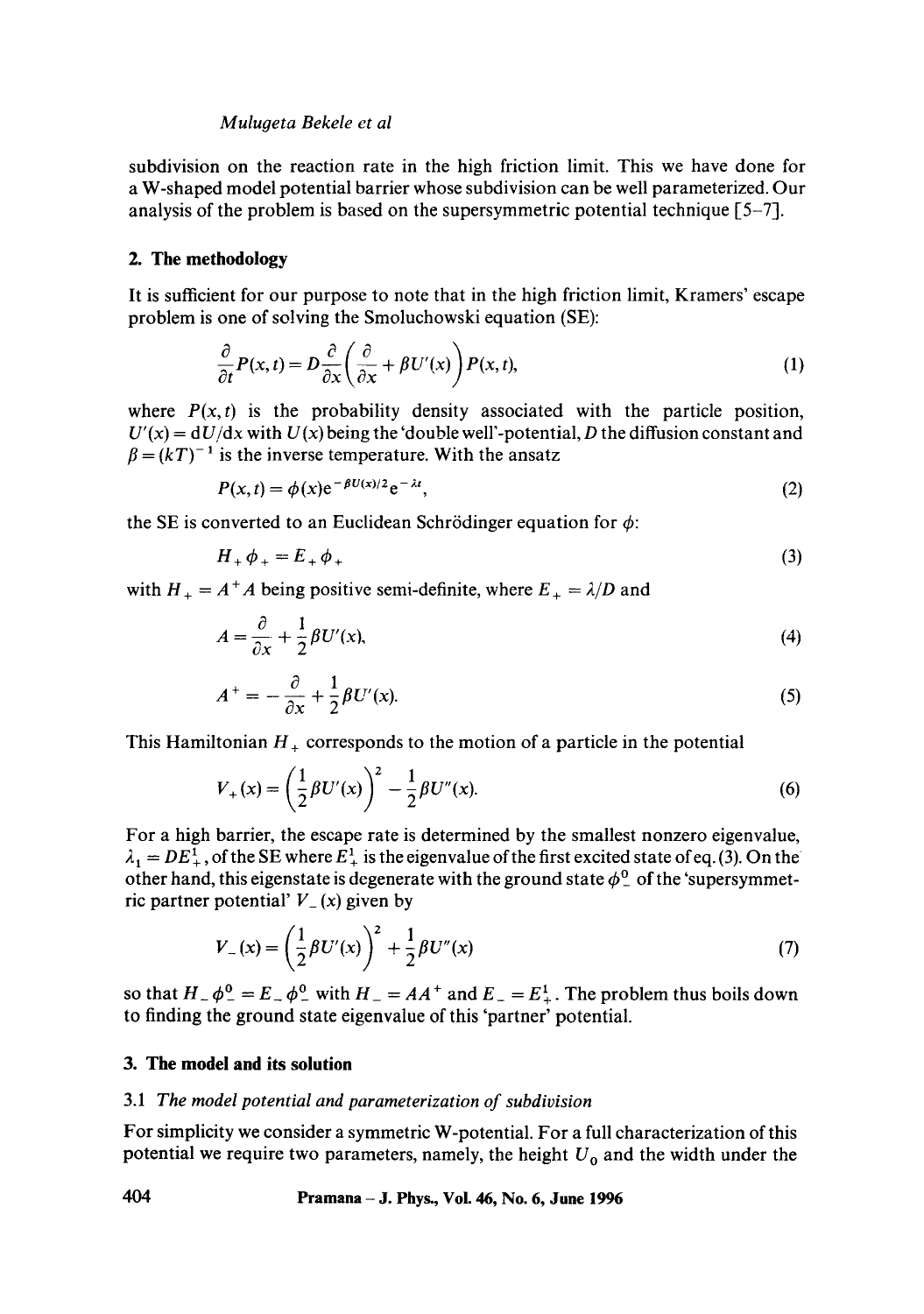subdivision on the reaction rate in the high friction limit. This we have done for a W-shaped model potential barrier whose subdivision can be well parameterized. Our analysis of the problem is based on the supersymmetric potential technique [5–7].

## 2. The methodology

It is sufficient for our purpose to note that in the high friction limit, Kramers' escape problem is one of solving the Smoluchowski equation (SE):

$$\frac{\partial}{\partial t}P(x,t) = D\frac{\partial}{\partial x}\left(\frac{\partial}{\partial x} + \beta U'(x)\right)P(x,t), \tag{1}$$

where $P(x,t)$ is the probability density associated with the particle position, $U'(x) = \mathrm{d}U/\mathrm{d}x$ with $U(x)$ being the 'double well'-potential, $D$ the diffusion constant and $\beta = (kT)^{-1}$ is the inverse temperature. With the ansatz

$$P(x,t) = \phi(x)\mathrm{e}^{-\beta U(x)/2}\mathrm{e}^{-\lambda t}, \tag{2}$$

the SE is converted to an Euclidean Schrödinger equation for $\phi$:

$$H_+\phi_+ = E_+\phi_+ \tag{3}$$

with $H_+ = A^+A$ being positive semi-definite, where $E_+ = \lambda/D$ and

$$A = \frac{\partial}{\partial x} + \frac{1}{2}\beta U'(x), \tag{4}$$

$$A^+ = -\frac{\partial}{\partial x} + \frac{1}{2}\beta U'(x). \tag{5}$$

This Hamiltonian $H_+$ corresponds to the motion of a particle in the potential

$$V_+(x) = \left(\frac{1}{2}\beta U'(x)\right)^2 - \frac{1}{2}\beta U''(x). \tag{6}$$

For a high barrier, the escape rate is determined by the smallest nonzero eigenvalue, $\lambda_1 = DE_+^1$, of the SE where $E_+^1$ is the eigenvalue of the first excited state of eq. (3). On the other hand, this eigenstate is degenerate with the ground state $\phi_-^0$ of the 'supersymmetric partner potential' $V_-(x)$ given by

$$V_-(x) = \left(\frac{1}{2}\beta U'(x)\right)^2 + \frac{1}{2}\beta U''(x) \tag{7}$$

so that $H_-\phi_-^0 = E_-\phi_-^0$ with $H_- = AA^+$ and $E_- = E_+^1$. The problem thus boils down to finding the ground state eigenvalue of this 'partner' potential.

## 3. The model and its solution

### 3.1 *The model potential and parameterization of subdivision*

For simplicity we consider a symmetric W-potential. For a full characterization of this potential we require two parameters, namely, the height $U_0$ and the width under the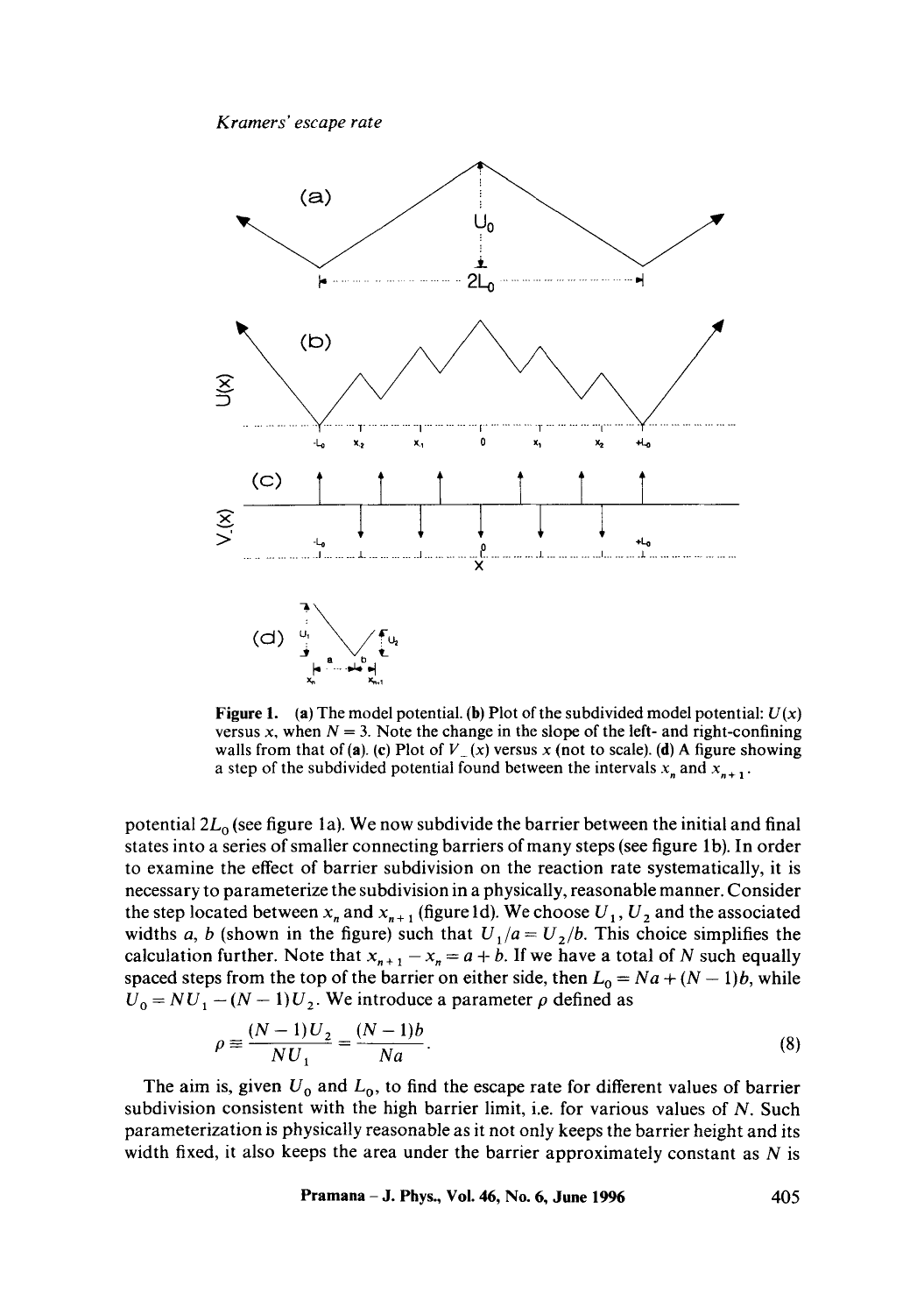(a)

$U_0$

$2L_0$

(b)

U(x)

$-L_0$ $x_2$ $x_1$ 0 $x_1$ $x_2$ $+L_0$

(c)

V_(x)

$-L_0$ 0 $+L_0$

x

(d) $U_1$ $U_2$ a b $x_n$ $x_{n+1}$

**Figure 1.** (a) The model potential. (b) Plot of the subdivided model potential: $U(x)$ versus $x$, when $N = 3$. Note the change in the slope of the left- and right-confining walls from that of (a). (c) Plot of $V_{-}(x)$ versus $x$ (not to scale). (d) A figure showing a step of the subdivided potential found between the intervals $x_n$ and $x_{n+1}$.

potential $2L_0$ (see figure 1a). We now subdivide the barrier between the initial and final states into a series of smaller connecting barriers of many steps (see figure 1b). In order to examine the effect of barrier subdivision on the reaction rate systematically, it is necessary to parameterize the subdivision in a physically, reasonable manner. Consider the step located between $x_n$ and $x_{n+1}$ (figure 1d). We choose $U_1$, $U_2$ and the associated widths $a$, $b$ (shown in the figure) such that $U_1/a = U_2/b$. This choice simplifies the calculation further. Note that $x_{n+1} - x_n = a + b$. If we have a total of $N$ such equally spaced steps from the top of the barrier on either side, then $L_0 = Na + (N-1)b$, while $U_0 = NU_1 - (N-1)U_2$. We introduce a parameter $\rho$ defined as

$$\rho \equiv \frac{(N-1)U_2}{NU_1} = \frac{(N-1)b}{Na}. \tag{8}$$

The aim is, given $U_0$ and $L_0$, to find the escape rate for different values of barrier subdivision consistent with the high barrier limit, i.e. for various values of $N$. Such parameterization is physically reasonable as it not only keeps the barrier height and its width fixed, it also keeps the area under the barrier approximately constant as $N$ is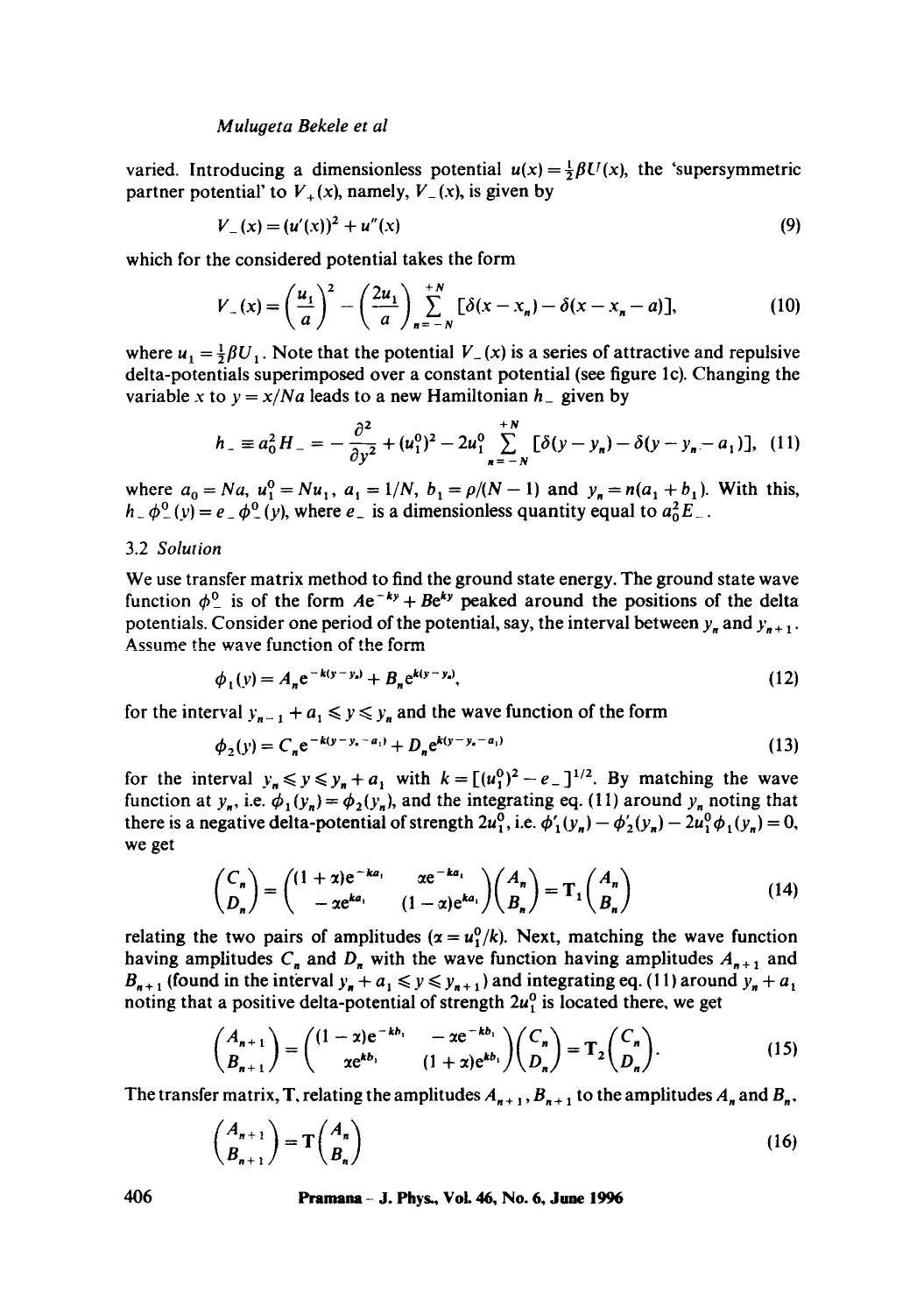varied. Introducing a dimensionless potential $u(x) = \frac{1}{2}\beta U(x)$, the 'supersymmetric partner potential' to $V_+(x)$, namely, $V_-(x)$, is given by

$$V_-(x) = (u'(x))^2 + u''(x) \tag{9}$$

which for the considered potential takes the form

$$V_-(x) = \left(\frac{u_1}{a}\right)^2 - \left(\frac{2u_1}{a}\right) \sum_{n=-N}^{+N} [\delta(x - x_n) - \delta(x - x_n - a)], \tag{10}$$

where $u_1 = \frac{1}{2}\beta U_1$. Note that the potential $V_-(x)$ is a series of attractive and repulsive delta-potentials superimposed over a constant potential (see figure 1c). Changing the variable $x$ to $y = x/Na$ leads to a new Hamiltonian $h_-$ given by

$$h_- \equiv a_0^2 H_- = -\frac{\partial^2}{\partial y^2} + (u_1^0)^2 - 2u_1^0 \sum_{n=-N}^{+N} [\delta(y - y_n) - \delta(y - y_n - a_1)], \tag{11}$$

where $a_0 = Na$, $u_1^0 = Nu_1$, $a_1 = 1/N$, $b_1 = \rho/(N-1)$ and $y_n = n(a_1 + b_1)$. With this, $h_- \phi_-^0(y) = e_- \phi_-^0(y)$, where $e_-$ is a dimensionless quantity equal to $a_0^2 E_-$.

### 3.2 *Solution*

We use transfer matrix method to find the ground state energy. The ground state wave function $\phi_-^0$ is of the form $Ae^{-ky} + Be^{ky}$ peaked around the positions of the delta potentials. Consider one period of the potential, say, the interval between $y_n$ and $y_{n+1}$. Assume the wave function of the form

$$\phi_1(y) = A_n e^{-k(y - y_n)} + B_n e^{k(y - y_n)}, \tag{12}$$

for the interval $y_{n-1} + a_1 \leqslant y \leqslant y_n$ and the wave function of the form

$$\phi_2(y) = C_n e^{-k(y - y_n - a_1)} + D_n e^{k(y - y_n - a_1)} \tag{13}$$

for the interval $y_n \leqslant y \leqslant y_n + a_1$ with $k = [(u_1^0)^2 - e_-]^{1/2}$. By matching the wave function at $y_n$, i.e. $\phi_1(y_n) = \phi_2(y_n)$, and the integrating eq. (11) around $y_n$ noting that there is a negative delta-potential of strength $2u_1^0$, i.e. $\phi_1'(y_n) - \phi_2'(y_n) - 2u_1^0 \phi_1(y_n) = 0$, we get

$$\begin{pmatrix} C_n \\ D_n \end{pmatrix} = \begin{pmatrix} (1+\alpha)e^{-ka_1} & \alpha e^{-ka_1} \\ -\alpha e^{ka_1} & (1-\alpha)e^{ka_1} \end{pmatrix} \begin{pmatrix} A_n \\ B_n \end{pmatrix} = \mathbf{T}_1 \begin{pmatrix} A_n \\ B_n \end{pmatrix} \tag{14}$$

relating the two pairs of amplitudes ($\alpha = u_1^0/k$). Next, matching the wave function having amplitudes $C_n$ and $D_n$ with the wave function having amplitudes $A_{n+1}$ and $B_{n+1}$ (found in the interval $y_n + a_1 \leqslant y \leqslant y_{n+1}$) and integrating eq. (11) around $y_n + a_1$ noting that a positive delta-potential of strength $2u_1^0$ is located there, we get

$$\begin{pmatrix} A_{n+1} \\ B_{n+1} \end{pmatrix} = \begin{pmatrix} (1-\alpha)e^{-kb_1} & -\alpha e^{-kb_1} \\ \alpha e^{kb_1} & (1+\alpha)e^{kb_1} \end{pmatrix} \begin{pmatrix} C_n \\ D_n \end{pmatrix} = \mathbf{T}_2 \begin{pmatrix} C_n \\ D_n \end{pmatrix}. \tag{15}$$

The transfer matrix, $\mathbf{T}$, relating the amplitudes $A_{n+1}$, $B_{n+1}$ to the amplitudes $A_n$ and $B_n$,

$$\begin{pmatrix} A_{n+1} \\ B_{n+1} \end{pmatrix} = \mathbf{T} \begin{pmatrix} A_n \\ B_n \end{pmatrix} \tag{16}$$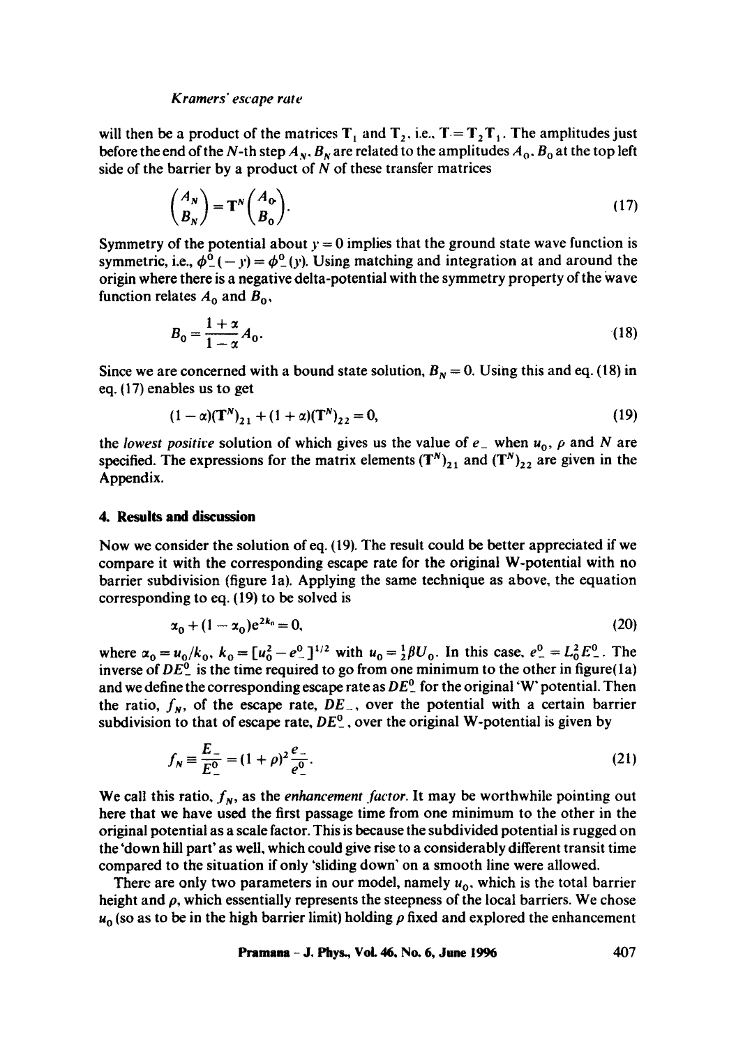will then be a product of the matrices $\mathbf{T}_1$ and $\mathbf{T}_2$, i.e., $\mathbf{T} = \mathbf{T}_2\mathbf{T}_1$. The amplitudes just before the end of the $N$-th step $A_N$, $B_N$ are related to the amplitudes $A_0$, $B_0$ at the top left side of the barrier by a product of $N$ of these transfer matrices

$$\begin{pmatrix} A_N \\ B_N \end{pmatrix} = \mathbf{T}^N \begin{pmatrix} A_0 \\ B_0 \end{pmatrix}. \tag{17}$$

Symmetry of the potential about $y = 0$ implies that the ground state wave function is symmetric, i.e., $\phi_-^0(-y) = \phi_-^0(y)$. Using matching and integration at and around the origin where there is a negative delta-potential with the symmetry property of the wave function relates $A_0$ and $B_0$,

$$B_0 = \frac{1+\alpha}{1-\alpha} A_0. \tag{18}$$

Since we are concerned with a bound state solution, $B_N = 0$. Using this and eq. (18) in eq. (17) enables us to get

$$(1-\alpha)(\mathbf{T}^N)_{21} + (1+\alpha)(\mathbf{T}^N)_{22} = 0, \tag{19}$$

the *lowest positive* solution of which gives us the value of $e_-$ when $u_0$, $\rho$ and $N$ are specified. The expressions for the matrix elements $(\mathbf{T}^N)_{21}$ and $(\mathbf{T}^N)_{22}$ are given in the Appendix.

## 4. Results and discussion

Now we consider the solution of eq. (19). The result could be better appreciated if we compare it with the corresponding escape rate for the original W-potential with no barrier subdivision (figure 1a). Applying the same technique as above, the equation corresponding to eq. (19) to be solved is

$$\alpha_0 + (1-\alpha_0)\mathrm{e}^{2k_0} = 0, \tag{20}$$

where $\alpha_0 = u_0/k_0$, $k_0 = [u_0^2 - e_-^0]^{1/2}$ with $u_0 = \frac{1}{2}\beta U_0$. In this case, $e_-^0 = L_0^2 E_-^0$. The inverse of $DE_-^0$ is the time required to go from one minimum to the other in figure(1a) and we define the corresponding escape rate as $DE_-^0$ for the original 'W' potential. Then the ratio, $f_N$, of the escape rate, $DE_-$, over the potential with a certain barrier subdivision to that of escape rate, $DE_-^0$, over the original W-potential is given by

$$f_N \equiv \frac{E_-}{E_-^0} = (1+\rho)^2 \frac{e_-}{e_-^0}. \tag{21}$$

We call this ratio, $f_N$, as the *enhancement factor*. It may be worthwhile pointing out here that we have used the first passage time from one minimum to the other in the original potential as a scale factor. This is because the subdivided potential is rugged on the 'down hill part' as well, which could give rise to a considerably different transit time compared to the situation if only 'sliding down' on a smooth line were allowed.

There are only two parameters in our model, namely $u_0$, which is the total barrier height and $\rho$, which essentially represents the steepness of the local barriers. We chose $u_0$ (so as to be in the high barrier limit) holding $\rho$ fixed and explored the enhancement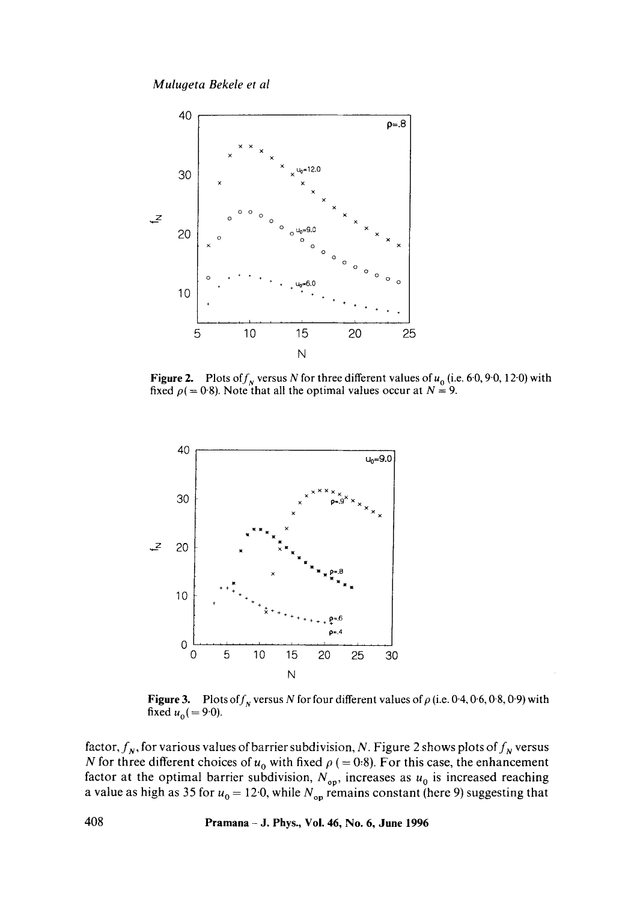ρ=.8

$u_0$=12.0

$u_0$=9.0

$u_0$=6.0

$f_N$

N

40
30
20
10

5 10 15 20 25

**Figure 2.** Plots of $f_N$ versus $N$ for three different values of $u_0$ (i.e. 6·0, 9·0, 12·0) with fixed $\rho(= 0{\cdot}8)$. Note that all the optimal values occur at $N = 9$.

$u_0$=9.0

ρ=.9

ρ=.8

ρ=.6

ρ=.4

$f_N$

N

40
30
20
10
0

0 5 10 15 20 25 30

**Figure 3.** Plots of $f_N$ versus $N$ for four different values of $\rho$ (i.e. 0·4, 0·6, 0·8, 0·9) with fixed $u_0(= 9{\cdot}0)$.

factor, $f_N$, for various values of barrier subdivision, $N$. Figure 2 shows plots of $f_N$ versus $N$ for three different choices of $u_0$ with fixed $\rho$ ($= 0{\cdot}8$). For this case, the enhancement factor at the optimal barrier subdivision, $N_{op}$, increases as $u_0$ is increased reaching a value as high as 35 for $u_0 = 12{\cdot}0$, while $N_{op}$ remains constant (here 9) suggesting that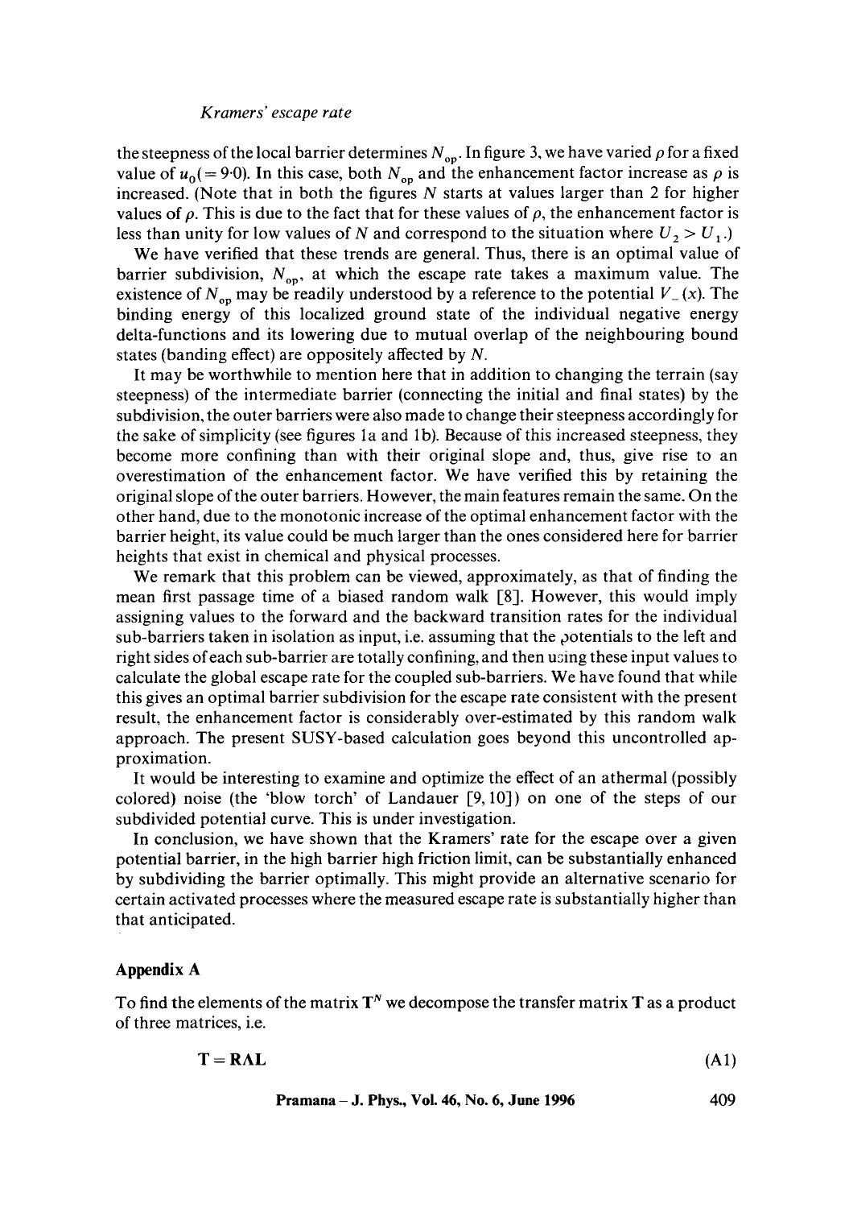the steepness of the local barrier determines $N_{op}$. In figure 3, we have varied $\rho$ for a fixed value of $u_0 (= 9{\cdot}0)$. In this case, both $N_{op}$ and the enhancement factor increase as $\rho$ is increased. (Note that in both the figures $N$ starts at values larger than 2 for higher values of $\rho$. This is due to the fact that for these values of $\rho$, the enhancement factor is less than unity for low values of $N$ and correspond to the situation where $U_2 > U_1$.)

We have verified that these trends are general. Thus, there is an optimal value of barrier subdivision, $N_{op}$, at which the escape rate takes a maximum value. The existence of $N_{op}$ may be readily understood by a reference to the potential $V_-(x)$. The binding energy of this localized ground state of the individual negative energy delta-functions and its lowering due to mutual overlap of the neighbouring bound states (banding effect) are oppositely affected by $N$.

It may be worthwhile to mention here that in addition to changing the terrain (say steepness) of the intermediate barrier (connecting the initial and final states) by the subdivision, the outer barriers were also made to change their steepness accordingly for the sake of simplicity (see figures 1a and 1b). Because of this increased steepness, they become more confining than with their original slope and, thus, give rise to an overestimation of the enhancement factor. We have verified this by retaining the original slope of the outer barriers. However, the main features remain the same. On the other hand, due to the monotonic increase of the optimal enhancement factor with the barrier height, its value could be much larger than the ones considered here for barrier heights that exist in chemical and physical processes.

We remark that this problem can be viewed, approximately, as that of finding the mean first passage time of a biased random walk [8]. However, this would imply assigning values to the forward and the backward transition rates for the individual sub-barriers taken in isolation as input, i.e. assuming that the potentials to the left and right sides of each sub-barrier are totally confining, and then using these input values to calculate the global escape rate for the coupled sub-barriers. We have found that while this gives an optimal barrier subdivision for the escape rate consistent with the present result, the enhancement factor is considerably over-estimated by this random walk approach. The present SUSY-based calculation goes beyond this uncontrolled approximation.

It would be interesting to examine and optimize the effect of an athermal (possibly colored) noise (the 'blow torch' of Landauer [9, 10]) on one of the steps of our subdivided potential curve. This is under investigation.

In conclusion, we have shown that the Kramers' rate for the escape over a given potential barrier, in the high barrier high friction limit, can be substantially enhanced by subdividing the barrier optimally. This might provide an alternative scenario for certain activated processes where the measured escape rate is substantially higher than that anticipated.

## Appendix A

To find the elements of the matrix $\mathbf{T}^N$ we decompose the transfer matrix $\mathbf{T}$ as a product of three matrices, i.e.

$$\mathbf{T} = \mathbf{R}\Lambda\mathbf{L} \tag{A1}$$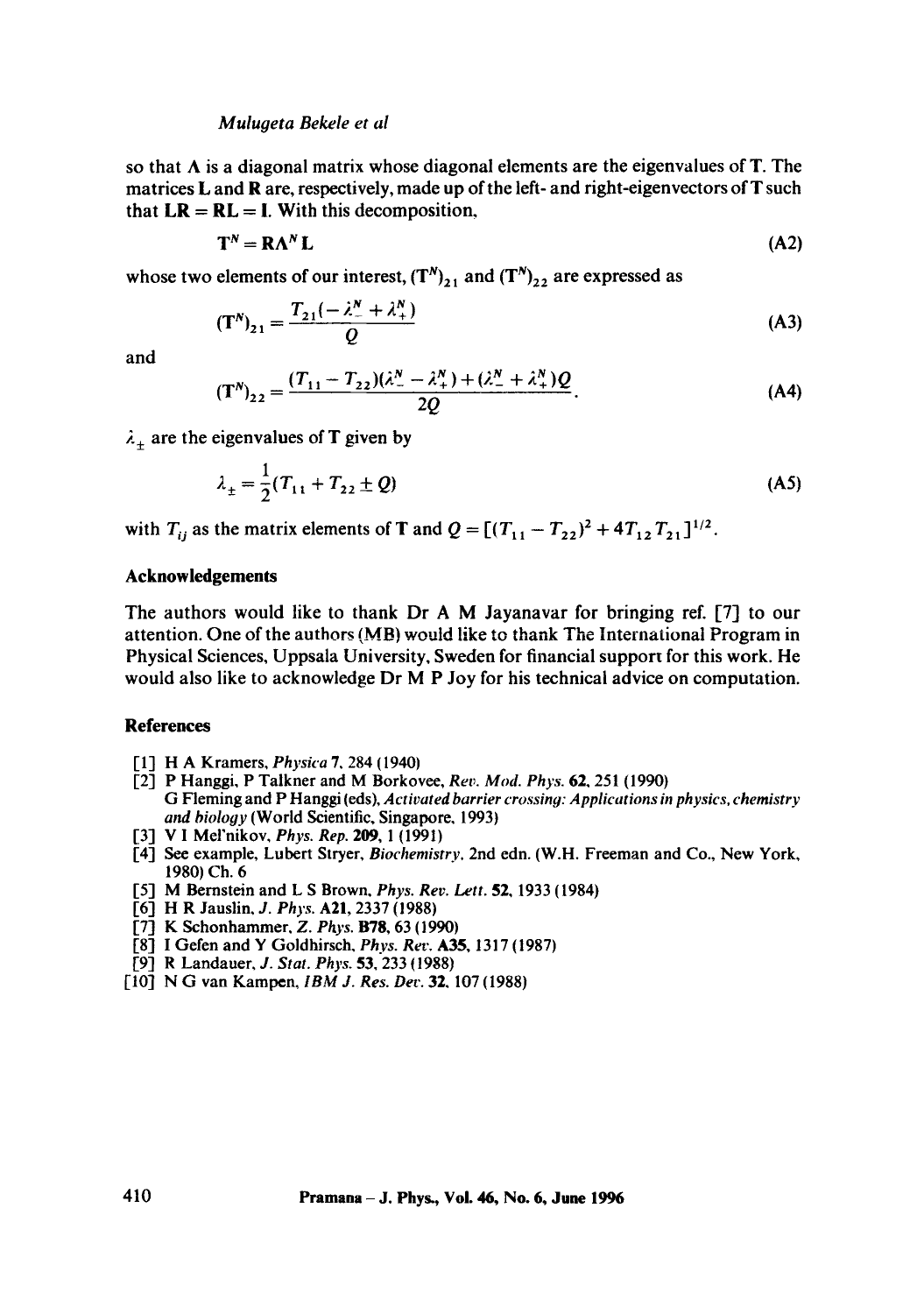so that $\Lambda$ is a diagonal matrix whose diagonal elements are the eigenvalues of $\mathbf{T}$. The matrices $\mathbf{L}$ and $\mathbf{R}$ are, respectively, made up of the left- and right-eigenvectors of $\mathbf{T}$ such that $\mathbf{LR} = \mathbf{RL} = \mathbf{I}$. With this decomposition,

$$\mathbf{T}^N = \mathbf{R}\Lambda^N \mathbf{L} \tag{A2}$$

whose two elements of our interest, $(\mathbf{T}^N)_{21}$ and $(\mathbf{T}^N)_{22}$ are expressed as

$$(\mathbf{T}^N)_{21} = \frac{T_{21}(-\lambda_-^N + \lambda_+^N)}{Q} \tag{A3}$$

and

$$(\mathbf{T}^N)_{22} = \frac{(T_{11} - T_{22})(\lambda_-^N - \lambda_+^N) + (\lambda_-^N + \lambda_+^N)Q}{2Q}. \tag{A4}$$

$\lambda_\pm$ are the eigenvalues of $\mathbf{T}$ given by

$$\lambda_\pm = \frac{1}{2}(T_{11} + T_{22} \pm Q) \tag{A5}$$

with $T_{ij}$ as the matrix elements of $\mathbf{T}$ and $Q = [(T_{11} - T_{22})^2 + 4T_{12}T_{21}]^{1/2}$.

## Acknowledgements

The authors would like to thank Dr A M Jayanavar for bringing ref. [7] to our attention. One of the authors (MB) would like to thank The International Program in Physical Sciences, Uppsala University, Sweden for financial support for this work. He would also like to acknowledge Dr M P Joy for his technical advice on computation.

## References

[1] H A Kramers, *Physica* **7**, 284 (1940)
[2] P Hanggi, P Talkner and M Borkovee, *Rev. Mod. Phys.* **62**, 251 (1990)
G Fleming and P Hanggi (eds), *Activated barrier crossing: Applications in physics, chemistry and biology* (World Scientific, Singapore, 1993)
[3] V I Mel'nikov, *Phys. Rep.* **209**, 1 (1991)
[4] See example, Lubert Stryer, *Biochemistry*, 2nd edn. (W.H. Freeman and Co., New York, 1980) Ch. 6
[5] M Bernstein and L S Brown, *Phys. Rev. Lett.* **52**, 1933 (1984)
[6] H R Jauslin, *J. Phys.* **A21**, 2337 (1988)
[7] K Schonhammer, *Z. Phys.* **B78**, 63 (1990)
[8] I Gefen and Y Goldhirsch, *Phys. Rev.* **A35**, 1317 (1987)
[9] R Landauer, *J. Stat. Phys.* **53**, 233 (1988)
[10] N G van Kampen, *IBM J. Res. Dev.* **32**, 107 (1988)